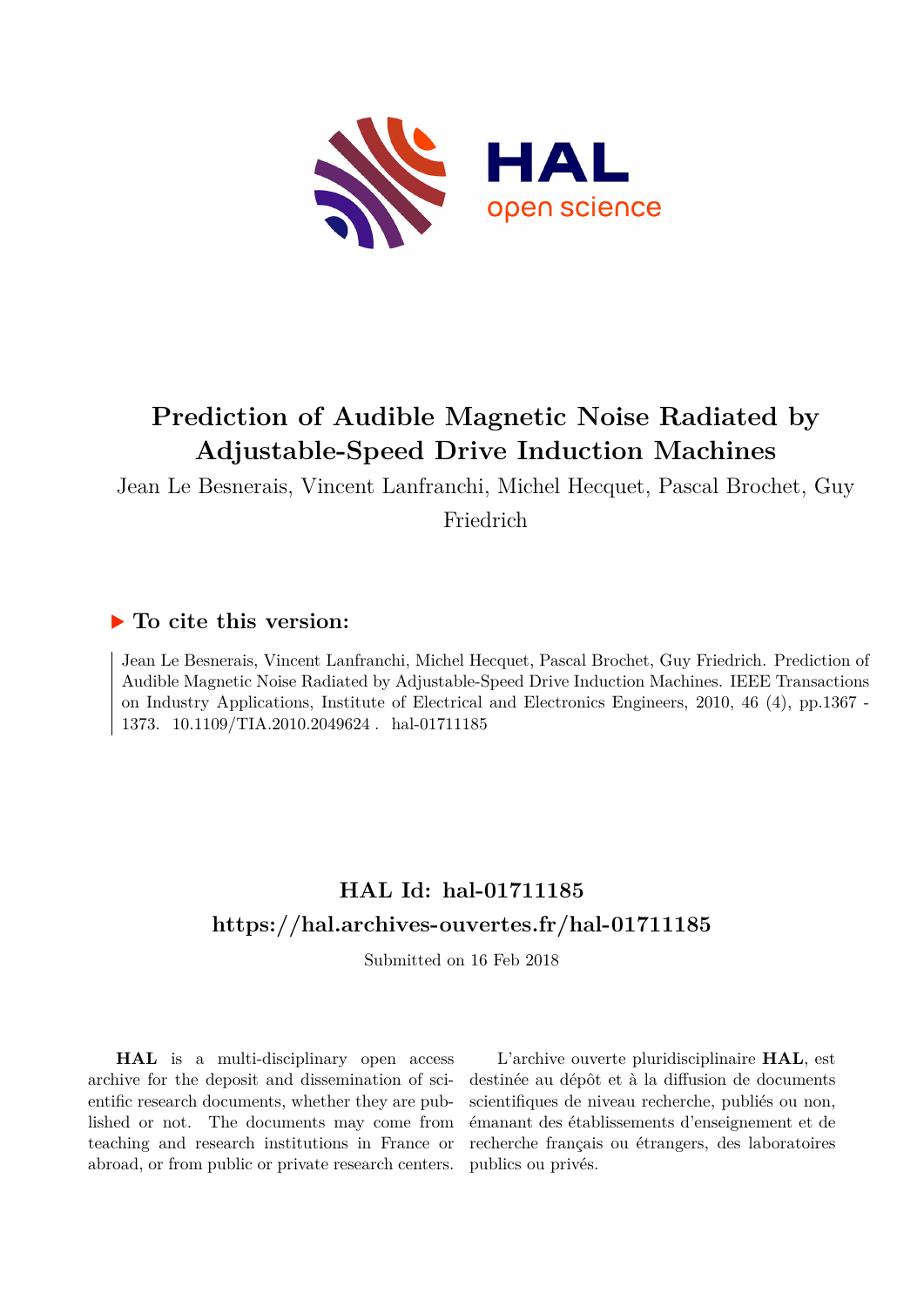# Prediction of Audible Magnetic Noise Radiated by Adjustable-Speed Drive Induction Machines

Jean Le Besnerais, Vincent Lanfranchi, Michel Hecquet, Pascal Brochet, Guy Friedrich

## ▶ To cite this version:

Jean Le Besnerais, Vincent Lanfranchi, Michel Hecquet, Pascal Brochet, Guy Friedrich. Prediction of Audible Magnetic Noise Radiated by Adjustable-Speed Drive Induction Machines. IEEE Transactions on Industry Applications, Institute of Electrical and Electronics Engineers, 2010, 46 (4), pp.1367 - 1373. 10.1109/TIA.2010.2049624 . hal-01711185

## HAL Id: hal-01711185
## https://hal.archives-ouvertes.fr/hal-01711185

Submitted on 16 Feb 2018

**HAL** is a multi-disciplinary open access archive for the deposit and dissemination of scientific research documents, whether they are published or not. The documents may come from teaching and research institutions in France or abroad, or from public or private research centers.

L'archive ouverte pluridisciplinaire **HAL**, est destinée au dépôt et à la diffusion de documents scientifiques de niveau recherche, publiés ou non, émanant des établissements d'enseignement et de recherche français ou étrangers, des laboratoires publics ou privés.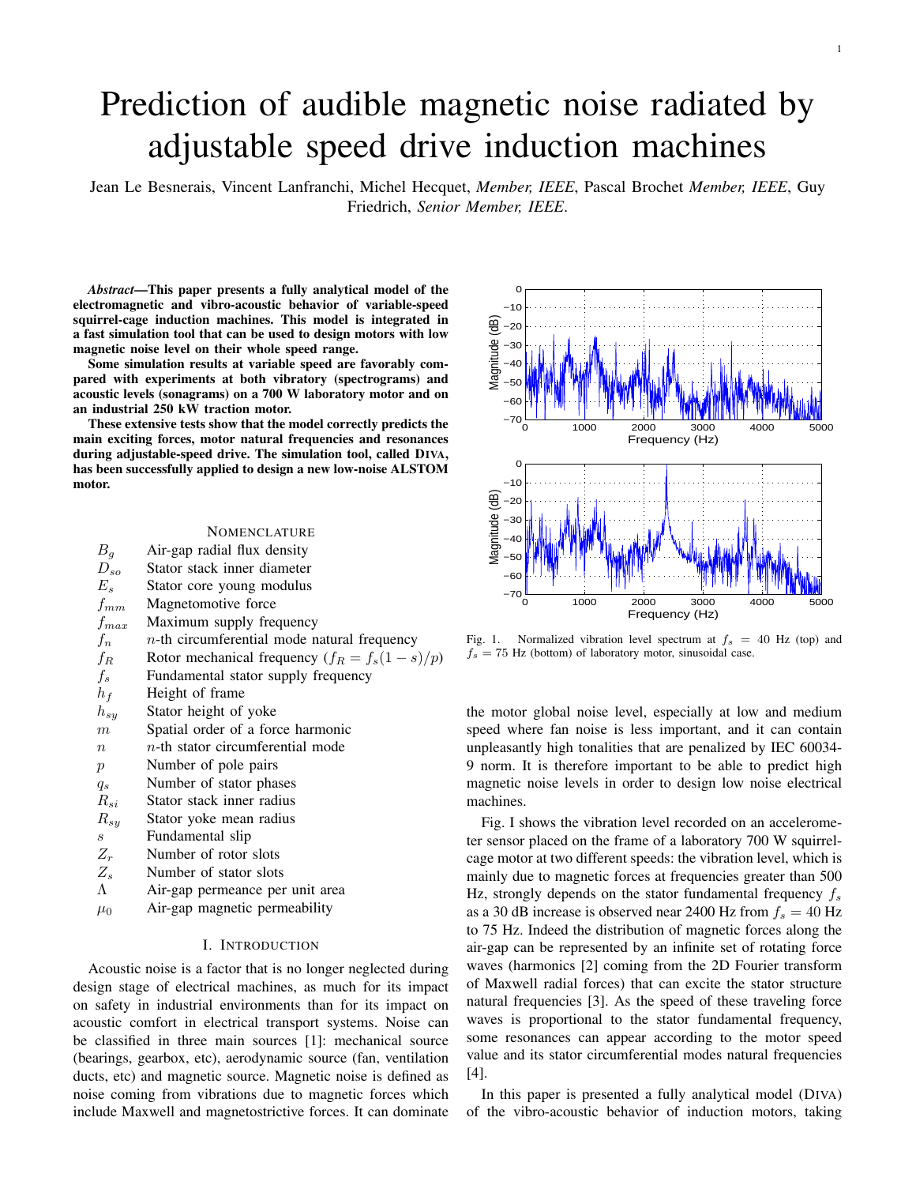# Prediction of audible magnetic noise radiated by adjustable speed drive induction machines

Jean Le Besnerais, Vincent Lanfranchi, Michel Hecquet, *Member, IEEE*, Pascal Brochet *Member, IEEE*, Guy Friedrich, *Senior Member, IEEE*.

***Abstract*—This paper presents a fully analytical model of the electromagnetic and vibro-acoustic behavior of variable-speed squirrel-cage induction machines. This model is integrated in a fast simulation tool that can be used to design motors with low magnetic noise level on their whole speed range.**

**Some simulation results at variable speed are favorably compared with experiments at both vibratory (spectrograms) and acoustic levels (sonagrams) on a 700 W laboratory motor and on an industrial 250 kW traction motor.**

**These extensive tests show that the model correctly predicts the main exciting forces, motor natural frequencies and resonances during adjustable-speed drive. The simulation tool, called DIVA, has been successfully applied to design a new low-noise ALSTOM motor.**

## NOMENCLATURE

| | |
|---|---|
| $B_g$ | Air-gap radial flux density |
| $D_{so}$ | Stator stack inner diameter |
| $E_s$ | Stator core young modulus |
| $f_{mm}$ | Magnetomotive force |
| $f_{max}$ | Maximum supply frequency |
| $f_n$ | $n$-th circumferential mode natural frequency |
| $f_R$ | Rotor mechanical frequency ($f_R = f_s(1-s)/p$) |
| $f_s$ | Fundamental stator supply frequency |
| $h_f$ | Height of frame |
| $h_{sy}$ | Stator height of yoke |
| $m$ | Spatial order of a force harmonic |
| $n$ | $n$-th stator circumferential mode |
| $p$ | Number of pole pairs |
| $q_s$ | Number of stator phases |
| $R_{si}$ | Stator stack inner radius |
| $R_{sy}$ | Stator yoke mean radius |
| $s$ | Fundamental slip |
| $Z_r$ | Number of rotor slots |
| $Z_s$ | Number of stator slots |
| $\Lambda$ | Air-gap permeance per unit area |
| $\mu_0$ | Air-gap magnetic permeability |

## I. INTRODUCTION

Acoustic noise is a factor that is no longer neglected during design stage of electrical machines, as much for its impact on safety in industrial environments than for its impact on acoustic comfort in electrical transport systems. Noise can be classified in three main sources [1]: mechanical source (bearings, gearbox, etc), aerodynamic source (fan, ventilation ducts, etc) and magnetic source. Magnetic noise is defined as noise coming from vibrations due to magnetic forces which include Maxwell and magnetostrictive forces. It can dominate the motor global noise level, especially at low and medium speed where fan noise is less important, and it can contain unpleasantly high tonalities that are penalized by IEC 60034-9 norm. It is therefore important to be able to predict high magnetic noise levels in order to design low noise electrical machines.

0
−10
−20
−30
−40
−50
−60
−70
Magnitude (dB)
0 1000 2000 3000 4000 5000
Frequency (Hz)

0
−10
−20
−30
−40
−50
−60
−70
Magnitude (dB)
0 1000 2000 3000 4000 5000
Frequency (Hz)

Fig. 1. Normalized vibration level spectrum at $f_s = 40$ Hz (top) and $f_s = 75$ Hz (bottom) of laboratory motor, sinusoidal case.

Fig. I shows the vibration level recorded on an accelerometer sensor placed on the frame of a laboratory 700 W squirrel-cage motor at two different speeds: the vibration level, which is mainly due to magnetic forces at frequencies greater than 500 Hz, strongly depends on the stator fundamental frequency $f_s$ as a 30 dB increase is observed near 2400 Hz from $f_s = 40$ Hz to 75 Hz. Indeed the distribution of magnetic forces along the air-gap can be represented by an infinite set of rotating force waves (harmonics [2] coming from the 2D Fourier transform of Maxwell radial forces) that can excite the stator structure natural frequencies [3]. As the speed of these traveling force waves is proportional to the stator fundamental frequency, some resonances can appear according to the motor speed value and its stator circumferential modes natural frequencies [4].

In this paper is presented a fully analytical model (DIVA) of the vibro-acoustic behavior of induction motors, taking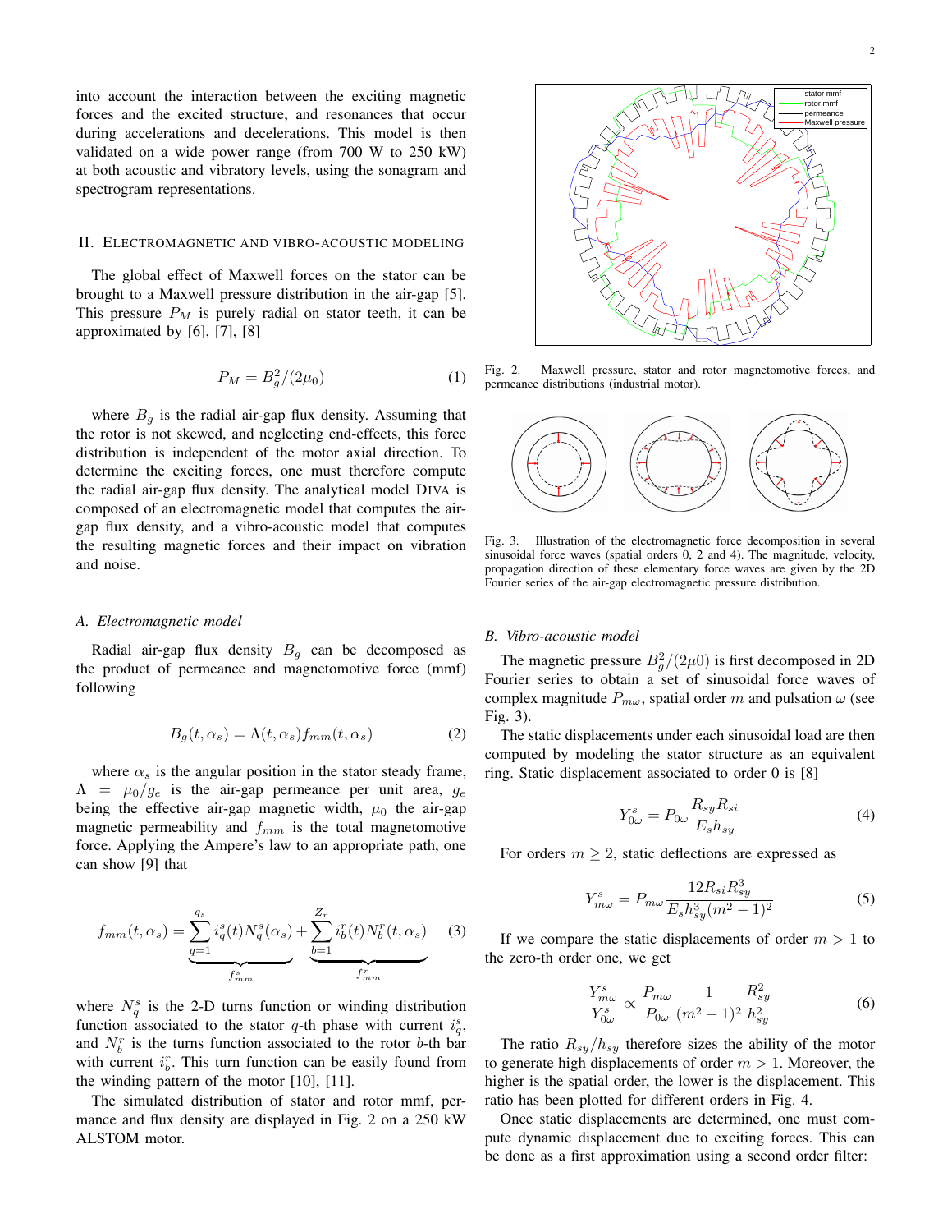into account the interaction between the exciting magnetic forces and the excited structure, and resonances that occur during accelerations and decelerations. This model is then validated on a wide power range (from 700 W to 250 kW) at both acoustic and vibratory levels, using the sonagram and spectrogram representations.

## II. Electromagnetic and vibro-acoustic modeling

The global effect of Maxwell forces on the stator can be brought to a Maxwell pressure distribution in the air-gap [5]. This pressure $P_M$ is purely radial on stator teeth, it can be approximated by [6], [7], [8]

$$P_M = B_g^2/(2\mu_0) \tag{1}$$

where $B_g$ is the radial air-gap flux density. Assuming that the rotor is not skewed, and neglecting end-effects, this force distribution is independent of the motor axial direction. To determine the exciting forces, one must therefore compute the radial air-gap flux density. The analytical model Diva is composed of an electromagnetic model that computes the air-gap flux density, and a vibro-acoustic model that computes the resulting magnetic forces and their impact on vibration and noise.

### A. Electromagnetic model

Radial air-gap flux density $B_g$ can be decomposed as the product of permeance and magnetomotive force (mmf) following

$$B_g(t, \alpha_s) = \Lambda(t, \alpha_s) f_{mm}(t, \alpha_s) \tag{2}$$

where $\alpha_s$ is the angular position in the stator steady frame, $\Lambda = \mu_0/g_e$ is the air-gap permeance per unit area, $g_e$ being the effective air-gap magnetic width, $\mu_0$ the air-gap magnetic permeability and $f_{mm}$ is the total magnetomotive force. Applying the Ampere's law to an appropriate path, one can show [9] that

$$f_{mm}(t, \alpha_s) = \underbrace{\sum_{q=1}^{q_s} i_q^s(t) N_q^s(\alpha_s)}_{f_{mm}^s} + \underbrace{\sum_{b=1}^{Z_r} i_b^r(t) N_b^r(t, \alpha_s)}_{f_{mm}^r} \tag{3}$$

where $N_q^s$ is the 2-D turns function or winding distribution function associated to the stator $q$-th phase with current $i_q^s$, and $N_b^r$ is the turns function associated to the rotor $b$-th bar with current $i_b^r$. This turn function can be easily found from the winding pattern of the motor [10], [11].

The simulated distribution of stator and rotor mmf, permance and flux density are displayed in Fig. 2 on a 250 kW ALSTOM motor.

stator mmf
rotor mmf
permeance
Maxwell pressure

Fig. 2. Maxwell pressure, stator and rotor magnetomotive forces, and permeance distributions (industrial motor).

Fig. 3. Illustration of the electromagnetic force decomposition in several sinusoidal force waves (spatial orders 0, 2 and 4). The magnitude, velocity, propagation direction of these elementary force waves are given by the 2D Fourier series of the air-gap electromagnetic pressure distribution.

### B. Vibro-acoustic model

The magnetic pressure $B_g^2/(2\mu 0)$ is first decomposed in 2D Fourier series to obtain a set of sinusoidal force waves of complex magnitude $P_{m\omega}$, spatial order $m$ and pulsation $\omega$ (see Fig. 3).

The static displacements under each sinusoidal load are then computed by modeling the stator structure as an equivalent ring. Static displacement associated to order 0 is [8]

$$Y_{0\omega}^s = P_{0\omega} \frac{R_{sy} R_{si}}{E_s h_{sy}} \tag{4}$$

For orders $m \geq 2$, static deflections are expressed as

$$Y_{m\omega}^s = P_{m\omega} \frac{12 R_{si} R_{sy}^3}{E_s h_{sy}^3 (m^2 - 1)^2} \tag{5}$$

If we compare the static displacements of order $m > 1$ to the zero-th order one, we get

$$\frac{Y_{m\omega}^s}{Y_{0\omega}^s} \propto \frac{P_{m\omega}}{P_{0\omega}} \frac{1}{(m^2 - 1)^2} \frac{R_{sy}^2}{h_{sy}^2} \tag{6}$$

The ratio $R_{sy}/h_{sy}$ therefore sizes the ability of the motor to generate high displacements of order $m > 1$. Moreover, the higher is the spatial order, the lower is the displacement. This ratio has been plotted for different orders in Fig. 4.

Once static displacements are determined, one must compute dynamic displacement due to exciting forces. This can be done as a first approximation using a second order filter: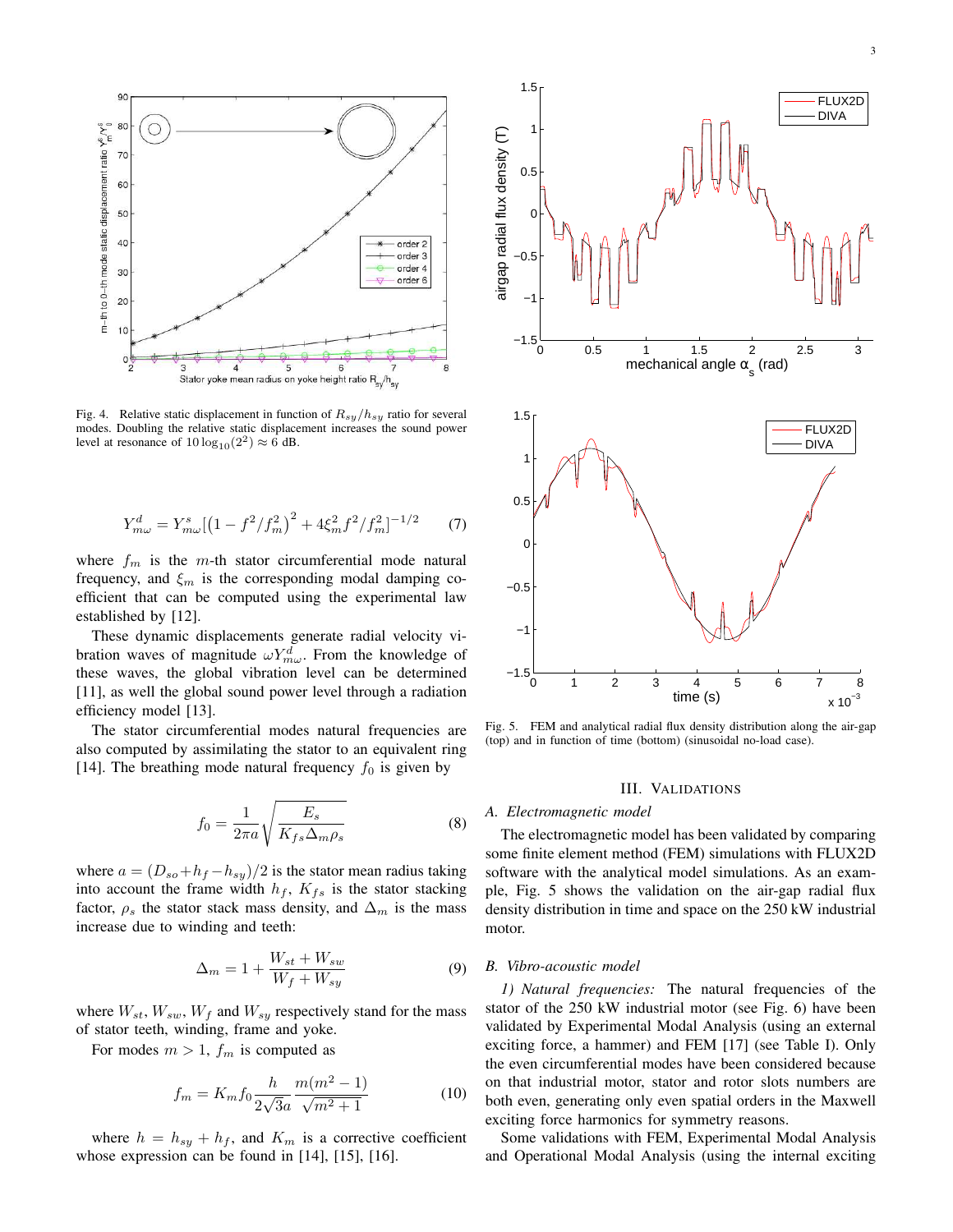90

80

70

60

50

40

30

20

10

0

2 3 4 5 6 7 8

m-th to 0-th mode static displacement ratio $Y^s_m/Y^s_0$

Stator yoke mean radius on yoke height ratio $R_{sy}/h_{sy}$

order 2

order 3

order 4

order 6

Fig. 4. Relative static displacement in function of $R_{sy}/h_{sy}$ ratio for several modes. Doubling the relative static displacement increases the sound power level at resonance of $10\log_{10}(2^2) \approx 6$ dB.

$$Y^d_{m\omega} = Y^s_{m\omega}[\left(1 - f^2/f_m^2\right)^2 + 4\xi_m^2 f^2/f_m^2]^{-1/2} \tag{7}$$

where $f_m$ is the $m$-th stator circumferential mode natural frequency, and $\xi_m$ is the corresponding modal damping coefficient that can be computed using the experimental law established by [12].

These dynamic displacements generate radial velocity vibration waves of magnitude $\omega Y^d_{m\omega}$. From the knowledge of these waves, the global vibration level can be determined [11], as well the global sound power level through a radiation efficiency model [13].

The stator circumferential modes natural frequencies are also computed by assimilating the stator to an equivalent ring [14]. The breathing mode natural frequency $f_0$ is given by

$$f_0 = \frac{1}{2\pi a}\sqrt{\frac{E_s}{K_{fs}\Delta_m \rho_s}} \tag{8}$$

where $a = (D_{so}+h_f-h_{sy})/2$ is the stator mean radius taking into account the frame width $h_f$, $K_{fs}$ is the stator stacking factor, $\rho_s$ the stator stack mass density, and $\Delta_m$ is the mass increase due to winding and teeth:

$$\Delta_m = 1 + \frac{W_{st} + W_{sw}}{W_f + W_{sy}} \tag{9}$$

where $W_{st}$, $W_{sw}$, $W_f$ and $W_{sy}$ respectively stand for the mass of stator teeth, winding, frame and yoke.

For modes $m > 1$, $f_m$ is computed as

$$f_m = K_m f_0 \frac{h}{2\sqrt{3}a}\frac{m(m^2-1)}{\sqrt{m^2+1}} \tag{10}$$

where $h = h_{sy} + h_f$, and $K_m$ is a corrective coefficient whose expression can be found in [14], [15], [16].

1.5

1

0.5

0

−0.5

−1

−1.5

0 0.5 1 1.5 2 2.5 3

airgap radial flux density (T)

mechanical angle $\alpha_s$ (rad)

FLUX2D

DIVA

1.5

1

0.5

0

−0.5

−1

−1.5

0 1 2 3 4 5 6 7 8

time (s)

x $10^{-3}$

FLUX2D

DIVA

Fig. 5. FEM and analytical radial flux density distribution along the air-gap (top) and in function of time (bottom) (sinusoidal no-load case).

## III. Validations

### A. Electromagnetic model

The electromagnetic model has been validated by comparing some finite element method (FEM) simulations with FLUX2D software with the analytical model simulations. As an example, Fig. 5 shows the validation on the air-gap radial flux density distribution in time and space on the 250 kW industrial motor.

### B. Vibro-acoustic model

*1) Natural frequencies:* The natural frequencies of the stator of the 250 kW industrial motor (see Fig. 6) have been validated by Experimental Modal Analysis (using an external exciting force, a hammer) and FEM [17] (see Table I). Only the even circumferential modes have been considered because on that industrial motor, stator and rotor slots numbers are both even, generating only even spatial orders in the Maxwell exciting force harmonics for symmetry reasons.

Some validations with FEM, Experimental Modal Analysis and Operational Modal Analysis (using the internal exciting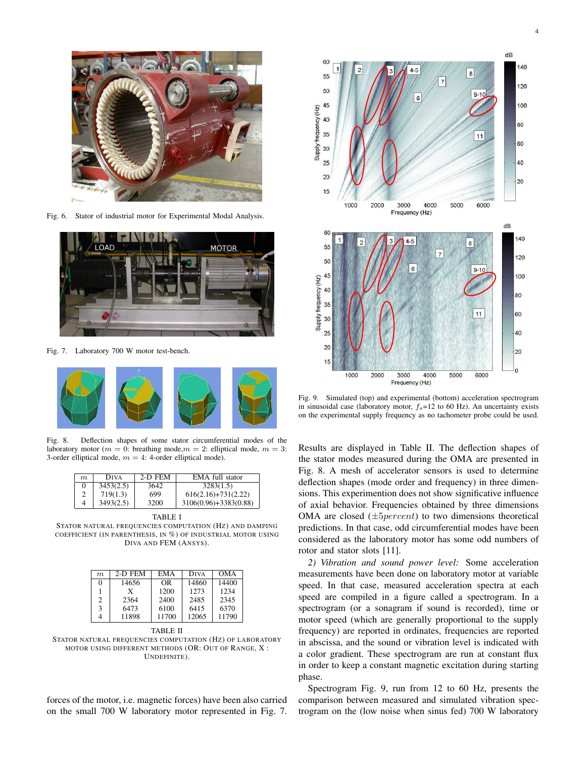Fig. 6. Stator of industrial motor for Experimental Modal Analysis.

Fig. 7. Laboratory 700 W motor test-bench.

Fig. 8. Deflection shapes of some stator circumferential modes of the laboratory motor ($m = 0$: breathing mode, $m = 2$: elliptical mode, $m = 3$: 3-order elliptical mode, $m = 4$: 4-order elliptical mode).

| $m$ | DIVA | 2-D FEM | EMA full stator |
|---|---|---|---|
| 0 | 3453(2.5) | 3642 | 3283(1.5) |
| 2 | 719(1.3) | 699 | 616(2.16)+731(2.22) |
| 4 | 3493(2.5) | 3200 | 3106(0.96)+3383(0.88) |

TABLE I

STATOR NATURAL FREQUENCIES COMPUTATION (HZ) AND DAMPING COEFFICIENT (IN PARENTHESIS, IN %) OF INDUSTRIAL MOTOR USING DIVA AND FEM (ANSYS).

| $m$ | 2-D FEM | EMA | DIVA | OMA |
|---|---|---|---|---|
| 0 | 14656 | OR | 14860 | 14400 |
| 1 | X | 1200 | 1273 | 1234 |
| 2 | 2364 | 2400 | 2485 | 2345 |
| 3 | 6473 | 6100 | 6415 | 6370 |
| 4 | 11898 | 11700 | 12065 | 11790 |

TABLE II

STATOR NATURAL FREQUENCIES COMPUTATION (HZ) OF LABORATORY MOTOR USING DIFFERENT METHODS (OR: OUT OF RANGE, X : UNDEFINITE).

forces of the motor, i.e. magnetic forces) have been also carried on the small 700 W laboratory motor represented in Fig. 7.

Fig. 9. Simulated (top) and experimental (bottom) acceleration spectrogram in sinusoidal case (laboratory motor, $f_s$=12 to 60 Hz). An uncertainty exists on the experimental supply frequency as no tachometer probe could be used.

Results are displayed in Table II. The deflection shapes of the stator modes measured during the OMA are presented in Fig. 8. A mesh of accelerator sensors is used to determine deflection shapes (mode order and frequency) in three dimensions. This experimention does not show significative influence of axial behavior. Frequencies obtained by three dimensions OMA are closed ($\pm 5 percent$) to two dimensions theoretical predictions. In that case, odd circumferential modes have been considered as the laboratory motor has some odd numbers of rotor and stator slots [11].

*2) Vibration and sound power level:* Some acceleration measurements have been done on laboratory motor at variable speed. In that case, measured acceleration spectra at each speed are compiled in a figure called a spectrogram. In a spectrogram (or a sonagram if sound is recorded), time or motor speed (which are generally proportional to the supply frequency) are reported in ordinates, frequencies are reported in abscissa, and the sound or vibration level is indicated with a color gradient. These spectrogram are run at constant flux in order to keep a constant magnetic excitation during starting phase.

Spectrogram Fig. 9, run from 12 to 60 Hz, presents the comparison between measured and simulated vibration spectrogram on the (low noise when sinus fed) 700 W laboratory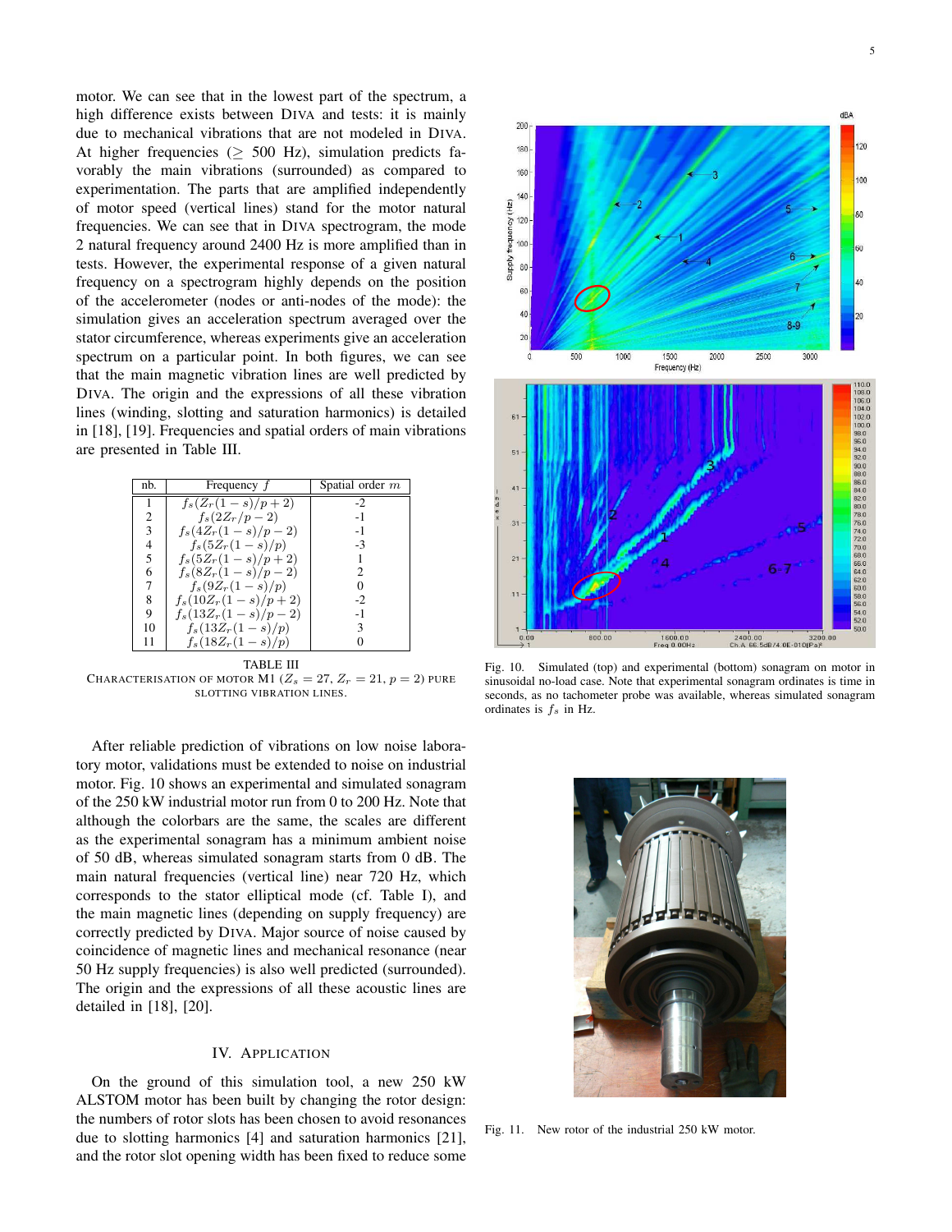motor. We can see that in the lowest part of the spectrum, a high difference exists between DIVA and tests: it is mainly due to mechanical vibrations that are not modeled in DIVA. At higher frequencies (≥ 500 Hz), simulation predicts favorably the main vibrations (surrounded) as compared to experimentation. The parts that are amplified independently of motor speed (vertical lines) stand for the motor natural frequencies. We can see that in DIVA spectrogram, the mode 2 natural frequency around 2400 Hz is more amplified than in tests. However, the experimental response of a given natural frequency on a spectrogram highly depends on the position of the accelerometer (nodes or anti-nodes of the mode): the simulation gives an acceleration spectrum averaged over the stator circumference, whereas experiments give an acceleration spectrum on a particular point. In both figures, we can see that the main magnetic vibration lines are well predicted by DIVA. The origin and the expressions of all these vibration lines (winding, slotting and saturation harmonics) is detailed in [18], [19]. Frequencies and spatial orders of main vibrations are presented in Table III.

| nb. | Frequency $f$ | Spatial order $m$ |
|---|---|---|
| 1 | $f_s(Z_r(1-s)/p+2)$ | -2 |
| 2 | $f_s(2Z_r/p-2)$ | -1 |
| 3 | $f_s(4Z_r(1-s)/p-2)$ | -1 |
| 4 | $f_s(5Z_r(1-s)/p)$ | -3 |
| 5 | $f_s(5Z_r(1-s)/p+2)$ | 1 |
| 6 | $f_s(8Z_r(1-s)/p-2)$ | 2 |
| 7 | $f_s(9Z_r(1-s)/p)$ | 0 |
| 8 | $f_s(10Z_r(1-s)/p+2)$ | -2 |
| 9 | $f_s(13Z_r(1-s)/p-2)$ | -1 |
| 10 | $f_s(13Z_r(1-s)/p)$ | 3 |
| 11 | $f_s(18Z_r(1-s)/p)$ | 0 |

TABLE III
CHARACTERISATION OF MOTOR M1 ($Z_s = 27$, $Z_r = 21$, $p = 2$) PURE SLOTTING VIBRATION LINES.

After reliable prediction of vibrations on low noise laboratory motor, validations must be extended to noise on industrial motor. Fig. 10 shows an experimental and simulated sonagram of the 250 kW industrial motor run from 0 to 200 Hz. Note that although the colorbars are the same, the scales are different as the experimental sonagram has a minimum ambient noise of 50 dB, whereas simulated sonagram starts from 0 dB. The main natural frequencies (vertical line) near 720 Hz, which corresponds to the stator elliptical mode (cf. Table I), and the main magnetic lines (depending on supply frequency) are correctly predicted by DIVA. Major source of noise caused by coincidence of magnetic lines and mechanical resonance (near 50 Hz supply frequencies) is also well predicted (surrounded). The origin and the expressions of all these acoustic lines are detailed in [18], [20].

## IV. APPLICATION

On the ground of this simulation tool, a new 250 kW ALSTOM motor has been built by changing the rotor design: the numbers of rotor slots has been chosen to avoid resonances due to slotting harmonics [4] and saturation harmonics [21], and the rotor slot opening width has been fixed to reduce some

Fig. 10. Simulated (top) and experimental (bottom) sonagram on motor in sinusoidal no-load case. Note that experimental sonagram ordinates is time in seconds, as no tachometer probe was available, whereas simulated sonagram ordinates is $f_s$ in Hz.

Fig. 11. New rotor of the industrial 250 kW motor.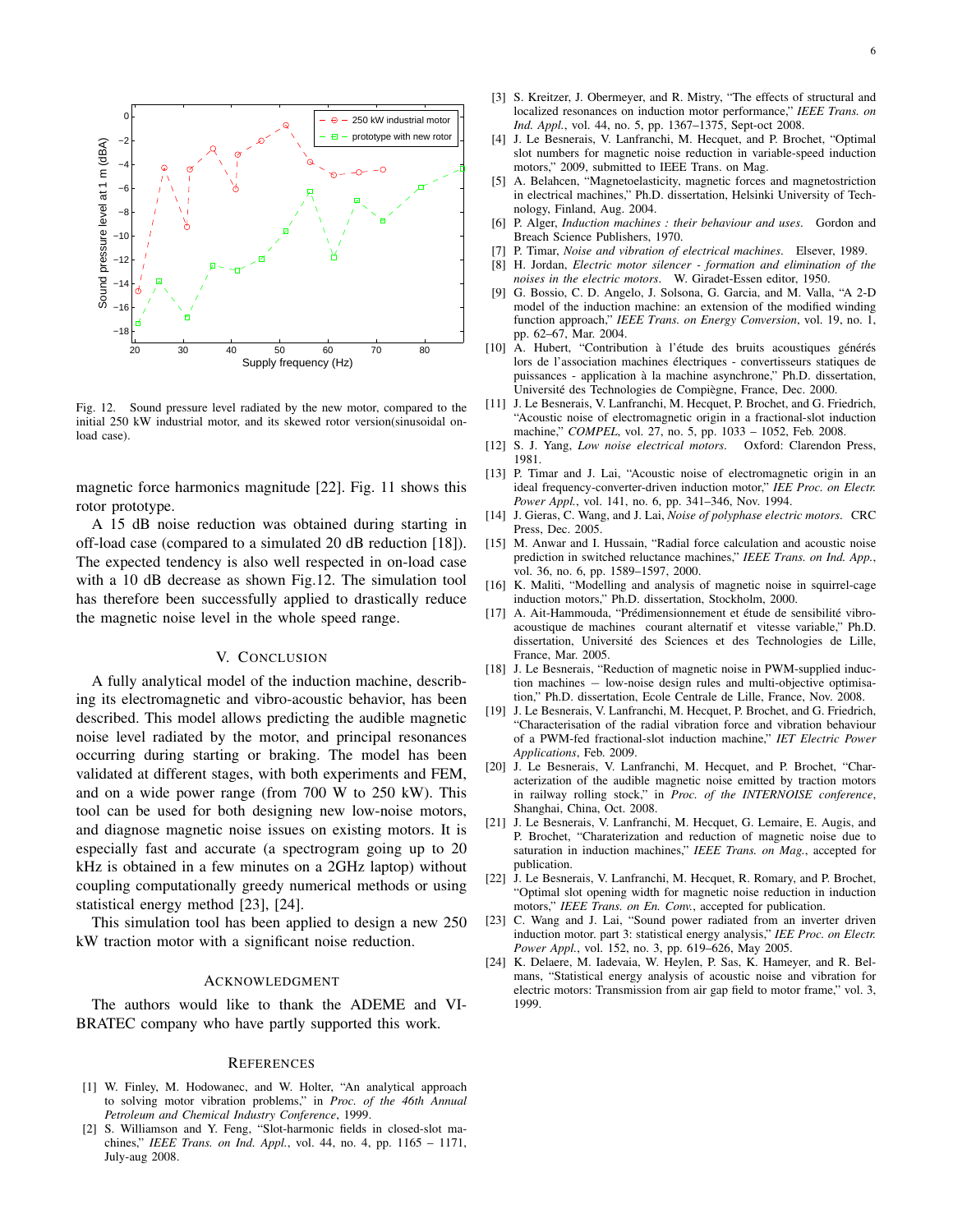0
−2
−4
−6
−8
−10
−12
−14
−16
−18

Sound pressure level at 1 m (dBA)

20 30 40 50 60 70 80

Supply frequency (Hz)

250 kW industrial motor

prototype with new rotor

Fig. 12. Sound pressure level radiated by the new motor, compared to the initial 250 kW industrial motor, and its skewed rotor version(sinusoidal on-load case).

magnetic force harmonics magnitude [22]. Fig. 11 shows this rotor prototype.

A 15 dB noise reduction was obtained during starting in off-load case (compared to a simulated 20 dB reduction [18]). The expected tendency is also well respected in on-load case with a 10 dB decrease as shown Fig.12. The simulation tool has therefore been successfully applied to drastically reduce the magnetic noise level in the whole speed range.

## V. Conclusion

A fully analytical model of the induction machine, describing its electromagnetic and vibro-acoustic behavior, has been described. This model allows predicting the audible magnetic noise level radiated by the motor, and principal resonances occurring during starting or braking. The model has been validated at different stages, with both experiments and FEM, and on a wide power range (from 700 W to 250 kW). This tool can be used for both designing new low-noise motors, and diagnose magnetic noise issues on existing motors. It is especially fast and accurate (a spectrogram going up to 20 kHz is obtained in a few minutes on a 2GHz laptop) without coupling computationally greedy numerical methods or using statistical energy method [23], [24].

This simulation tool has been applied to design a new 250 kW traction motor with a significant noise reduction.

## Acknowledgment

The authors would like to thank the ADEME and VIBRATEC company who have partly supported this work.

## References

[1] W. Finley, M. Hodowanec, and W. Holter, "An analytical approach to solving motor vibration problems," in *Proc. of the 46th Annual Petroleum and Chemical Industry Conference*, 1999.

[2] S. Williamson and Y. Feng, "Slot-harmonic fields in closed-slot machines," *IEEE Trans. on Ind. Appl.*, vol. 44, no. 4, pp. 1165 – 1171, July-aug 2008.

[3] S. Kreitzer, J. Obermeyer, and R. Mistry, "The effects of structural and localized resonances on induction motor performance," *IEEE Trans. on Ind. Appl.*, vol. 44, no. 5, pp. 1367–1375, Sept-oct 2008.

[4] J. Le Besnerais, V. Lanfranchi, M. Hecquet, and P. Brochet, "Optimal slot numbers for magnetic noise reduction in variable-speed induction motors," 2009, submitted to IEEE Trans. on Mag.

[5] A. Belahcen, "Magnetoelasticity, magnetic forces and magnetostriction in electrical machines," Ph.D. dissertation, Helsinki University of Technology, Finland, Aug. 2004.

[6] P. Alger, *Induction machines : their behaviour and uses*. Gordon and Breach Science Publishers, 1970.

[7] P. Timar, *Noise and vibration of electrical machines*. Elsever, 1989.

[8] H. Jordan, *Electric motor silencer - formation and elimination of the noises in the electric motors*. W. Giradet-Essen editor, 1950.

[9] G. Bossio, C. D. Angelo, J. Solsona, G. Garcia, and M. Valla, "A 2-D model of the induction machine: an extension of the modified winding function approach," *IEEE Trans. on Energy Conversion*, vol. 19, no. 1, pp. 62–67, Mar. 2004.

[10] A. Hubert, "Contribution à l'étude des bruits acoustiques générés lors de l'association machines électriques - convertisseurs statiques de puissances - application à la machine asynchrone," Ph.D. dissertation, Université des Technologies de Compiègne, France, Dec. 2000.

[11] J. Le Besnerais, V. Lanfranchi, M. Hecquet, P. Brochet, and G. Friedrich, "Acoustic noise of electromagnetic origin in a fractional-slot induction machine," *COMPEL*, vol. 27, no. 5, pp. 1033 – 1052, Feb. 2008.

[12] S. J. Yang, *Low noise electrical motors*. Oxford: Clarendon Press, 1981.

[13] P. Timar and J. Lai, "Acoustic noise of electromagnetic origin in an ideal frequency-converter-driven induction motor," *IEE Proc. on Electr. Power Appl.*, vol. 141, no. 6, pp. 341–346, Nov. 1994.

[14] J. Gieras, C. Wang, and J. Lai, *Noise of polyphase electric motors*. CRC Press, Dec. 2005.

[15] M. Anwar and I. Hussain, "Radial force calculation and acoustic noise prediction in switched reluctance machines," *IEEE Trans. on Ind. App.*, vol. 36, no. 6, pp. 1589–1597, 2000.

[16] K. Maliti, "Modelling and analysis of magnetic noise in squirrel-cage induction motors," Ph.D. dissertation, Stockholm, 2000.

[17] A. Ait-Hammouda, "Prédimensionnement et étude de sensibilité vibro-acoustique de machines courant alternatif et vitesse variable," Ph.D. dissertation, Université des Sciences et des Technologies de Lille, France, Mar. 2005.

[18] J. Le Besnerais, "Reduction of magnetic noise in PWM-supplied induction machines — low-noise design rules and multi-objective optimisation," Ph.D. dissertation, Ecole Centrale de Lille, France, Nov. 2008.

[19] J. Le Besnerais, V. Lanfranchi, M. Hecquet, P. Brochet, and G. Friedrich, "Characterisation of the radial vibration force and vibration behaviour of a PWM-fed fractional-slot induction machine," *IET Electric Power Applications*, Feb. 2009.

[20] J. Le Besnerais, V. Lanfranchi, M. Hecquet, and P. Brochet, "Characterization of the audible magnetic noise emitted by traction motors in railway rolling stock," in *Proc. of the INTERNOISE conference*, Shanghai, China, Oct. 2008.

[21] J. Le Besnerais, V. Lanfranchi, M. Hecquet, G. Lemaire, E. Augis, and P. Brochet, "Charaterization and reduction of magnetic noise due to saturation in induction machines," *IEEE Trans. on Mag.*, accepted for publication.

[22] J. Le Besnerais, V. Lanfranchi, M. Hecquet, R. Romary, and P. Brochet, "Optimal slot opening width for magnetic noise reduction in induction motors," *IEEE Trans. on En. Conv.*, accepted for publication.

[23] C. Wang and J. Lai, "Sound power radiated from an inverter driven induction motor. part 3: statistical energy analysis," *IEE Proc. on Electr. Power Appl.*, vol. 152, no. 3, pp. 619–626, May 2005.

[24] K. Delaere, M. Iadevaia, W. Heylen, P. Sas, K. Hameyer, and R. Belmans, "Statistical energy analysis of acoustic noise and vibration for electric motors: Transmission from air gap field to motor frame," vol. 3, 1999.